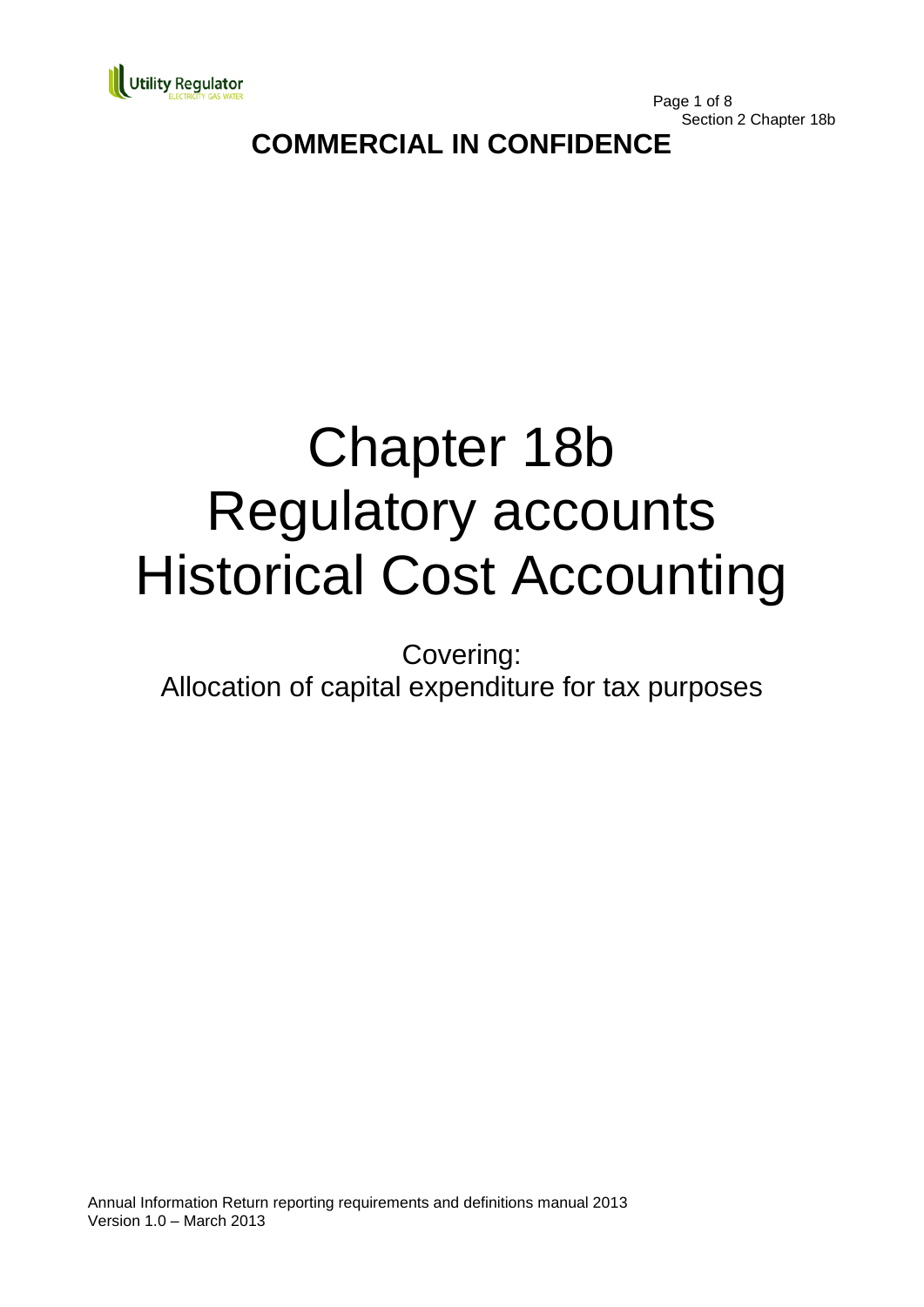**COMMERCIAL IN CONFIDENCE**

# Chapter 18b
# Regulatory accounts
# Historical Cost Accounting

Covering:
Allocation of capital expenditure for tax purposes

Annual Information Return reporting requirements and definitions manual 2013
Version 1.0 – March 2013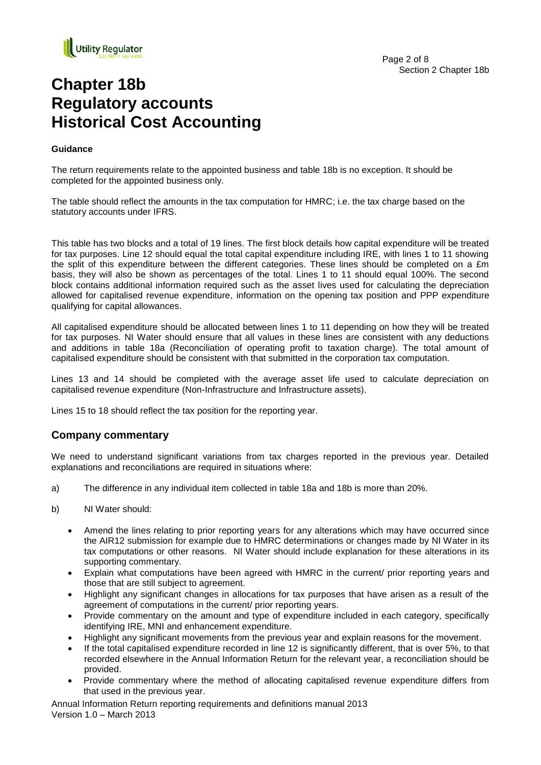# Chapter 18b Regulatory accounts Historical Cost Accounting

**Guidance**

The return requirements relate to the appointed business and table 18b is no exception. It should be completed for the appointed business only.

The table should reflect the amounts in the tax computation for HMRC; i.e. the tax charge based on the statutory accounts under IFRS.

This table has two blocks and a total of 19 lines. The first block details how capital expenditure will be treated for tax purposes. Line 12 should equal the total capital expenditure including IRE, with lines 1 to 11 showing the split of this expenditure between the different categories. These lines should be completed on a £m basis, they will also be shown as percentages of the total. Lines 1 to 11 should equal 100%. The second block contains additional information required such as the asset lives used for calculating the depreciation allowed for capitalised revenue expenditure, information on the opening tax position and PPP expenditure qualifying for capital allowances.

All capitalised expenditure should be allocated between lines 1 to 11 depending on how they will be treated for tax purposes. NI Water should ensure that all values in these lines are consistent with any deductions and additions in table 18a (Reconciliation of operating profit to taxation charge). The total amount of capitalised expenditure should be consistent with that submitted in the corporation tax computation.

Lines 13 and 14 should be completed with the average asset life used to calculate depreciation on capitalised revenue expenditure (Non-Infrastructure and Infrastructure assets).

Lines 15 to 18 should reflect the tax position for the reporting year.

## Company commentary

We need to understand significant variations from tax charges reported in the previous year. Detailed explanations and reconciliations are required in situations where:

a) The difference in any individual item collected in table 18a and 18b is more than 20%.

b) NI Water should:

- Amend the lines relating to prior reporting years for any alterations which may have occurred since the AIR12 submission for example due to HMRC determinations or changes made by NI Water in its tax computations or other reasons. NI Water should include explanation for these alterations in its supporting commentary.
- Explain what computations have been agreed with HMRC in the current/ prior reporting years and those that are still subject to agreement.
- Highlight any significant changes in allocations for tax purposes that have arisen as a result of the agreement of computations in the current/ prior reporting years.
- Provide commentary on the amount and type of expenditure included in each category, specifically identifying IRE, MNI and enhancement expenditure.
- Highlight any significant movements from the previous year and explain reasons for the movement.
- If the total capitalised expenditure recorded in line 12 is significantly different, that is over 5%, to that recorded elsewhere in the Annual Information Return for the relevant year, a reconciliation should be provided.
- Provide commentary where the method of allocating capitalised revenue expenditure differs from that used in the previous year.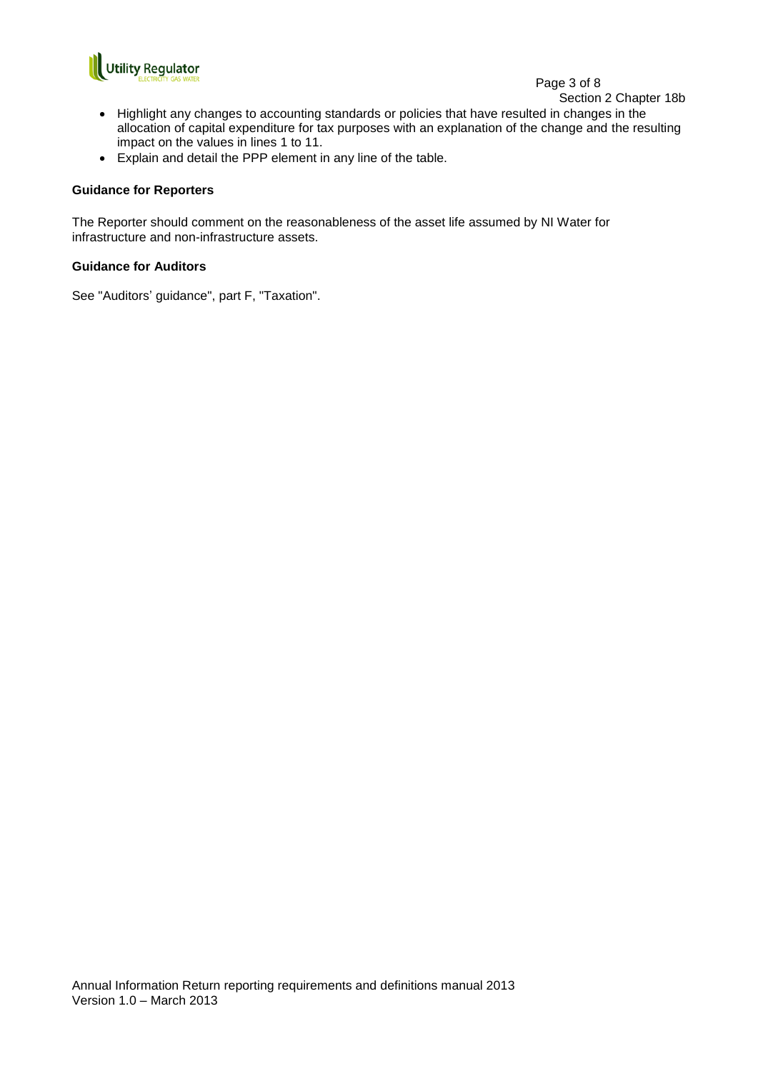- Highlight any changes to accounting standards or policies that have resulted in changes in the allocation of capital expenditure for tax purposes with an explanation of the change and the resulting impact on the values in lines 1 to 11.
- Explain and detail the PPP element in any line of the table.

**Guidance for Reporters**

The Reporter should comment on the reasonableness of the asset life assumed by NI Water for infrastructure and non-infrastructure assets.

**Guidance for Auditors**

See "Auditors' guidance", part F, "Taxation".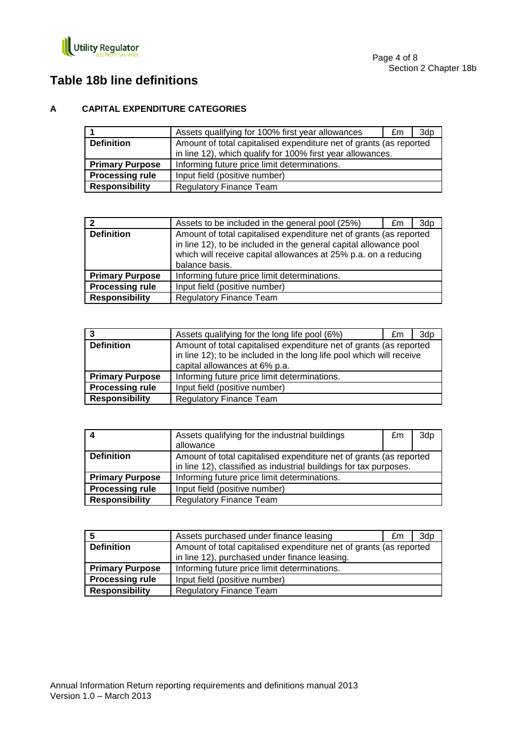# Table 18b line definitions

## A CAPITAL EXPENDITURE CATEGORIES

| 1 | Assets qualifying for 100% first year allowances | £m | 3dp |
|---|---|---|---|
| **Definition** | Amount of total capitalised expenditure net of grants (as reported in line 12), which qualify for 100% first year allowances. | | |
| **Primary Purpose** | Informing future price limit determinations. | | |
| **Processing rule** | Input field (positive number) | | |
| **Responsibility** | Regulatory Finance Team | | |

| 2 | Assets to be included in the general pool (25%) | £m | 3dp |
|---|---|---|---|
| **Definition** | Amount of total capitalised expenditure net of grants (as reported in line 12), to be included in the general capital allowance pool which will receive capital allowances at 25% p.a. on a reducing balance basis. | | |
| **Primary Purpose** | Informing future price limit determinations. | | |
| **Processing rule** | Input field (positive number) | | |
| **Responsibility** | Regulatory Finance Team | | |

| 3 | Assets qualifying for the long life pool (6%) | £m | 3dp |
|---|---|---|---|
| **Definition** | Amount of total capitalised expenditure net of grants (as reported in line 12); to be included in the long life pool which will receive capital allowances at 6% p.a. | | |
| **Primary Purpose** | Informing future price limit determinations. | | |
| **Processing rule** | Input field (positive number) | | |
| **Responsibility** | Regulatory Finance Team | | |

| 4 | Assets qualifying for the industrial buildings allowance | £m | 3dp |
|---|---|---|---|
| **Definition** | Amount of total capitalised expenditure net of grants (as reported in line 12), classified as industrial buildings for tax purposes. | | |
| **Primary Purpose** | Informing future price limit determinations. | | |
| **Processing rule** | Input field (positive number) | | |
| **Responsibility** | Regulatory Finance Team | | |

| 5 | Assets purchased under finance leasing | £m | 3dp |
|---|---|---|---|
| **Definition** | Amount of total capitalised expenditure net of grants (as reported in line 12), purchased under finance leasing. | | |
| **Primary Purpose** | Informing future price limit determinations. | | |
| **Processing rule** | Input field (positive number) | | |
| **Responsibility** | Regulatory Finance Team | | |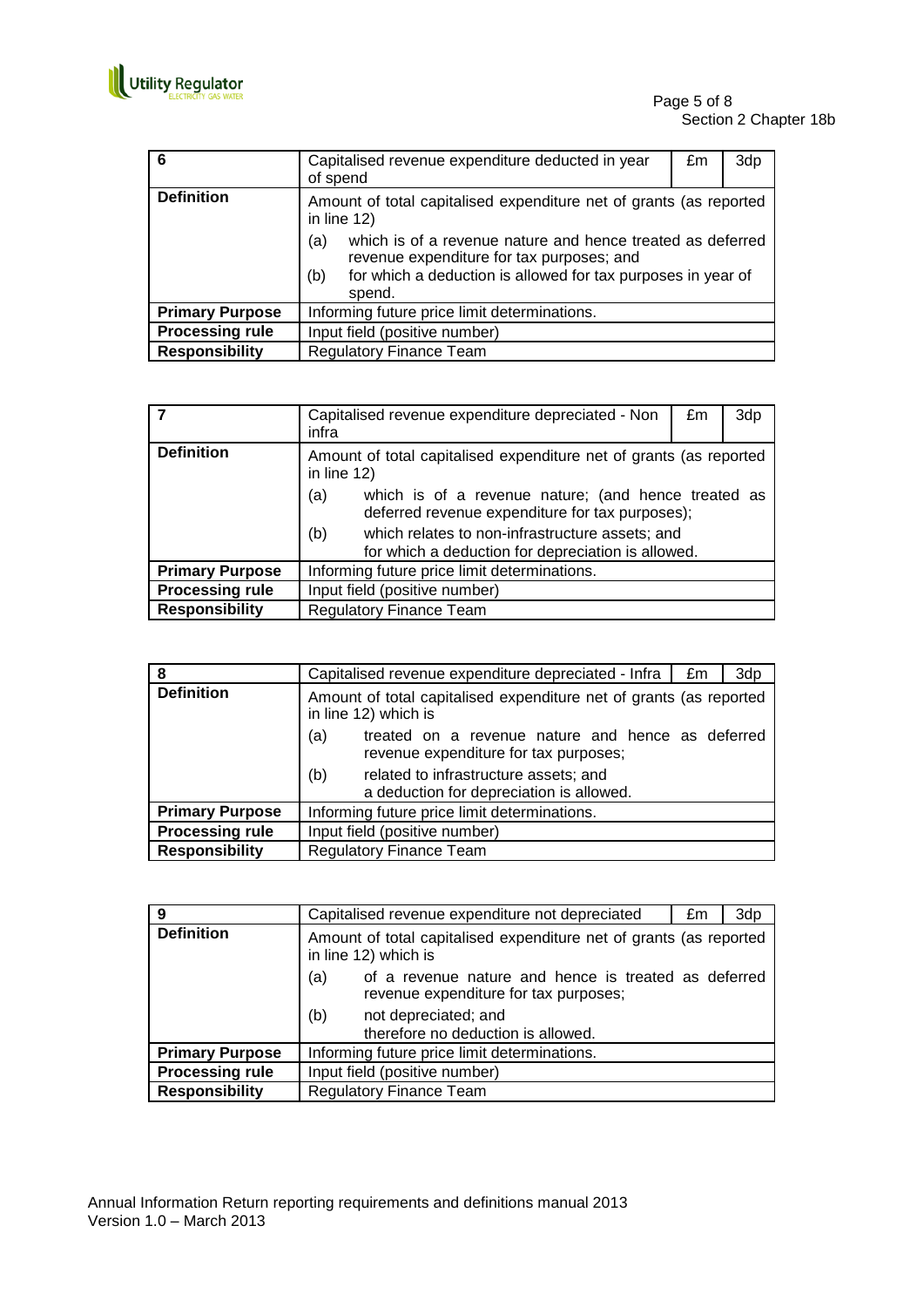| 6 | Capitalised revenue expenditure deducted in year of spend | £m | 3dp |
|---|---|---|---|
| **Definition** | Amount of total capitalised expenditure net of grants (as reported in line 12)<br>(a) which is of a revenue nature and hence treated as deferred revenue expenditure for tax purposes; and<br>(b) for which a deduction is allowed for tax purposes in year of spend. | | |
| **Primary Purpose** | Informing future price limit determinations. | | |
| **Processing rule** | Input field (positive number) | | |
| **Responsibility** | Regulatory Finance Team | | |

| 7 | Capitalised revenue expenditure depreciated - Non infra | £m | 3dp |
|---|---|---|---|
| **Definition** | Amount of total capitalised expenditure net of grants (as reported in line 12)<br>(a) which is of a revenue nature; (and hence treated as deferred revenue expenditure for tax purposes);<br>(b) which relates to non-infrastructure assets; and for which a deduction for depreciation is allowed. | | |
| **Primary Purpose** | Informing future price limit determinations. | | |
| **Processing rule** | Input field (positive number) | | |
| **Responsibility** | Regulatory Finance Team | | |

| 8 | Capitalised revenue expenditure depreciated - Infra | £m | 3dp |
|---|---|---|---|
| **Definition** | Amount of total capitalised expenditure net of grants (as reported in line 12) which is<br>(a) treated on a revenue nature and hence as deferred revenue expenditure for tax purposes;<br>(b) related to infrastructure assets; and a deduction for depreciation is allowed. | | |
| **Primary Purpose** | Informing future price limit determinations. | | |
| **Processing rule** | Input field (positive number) | | |
| **Responsibility** | Regulatory Finance Team | | |

| 9 | Capitalised revenue expenditure not depreciated | £m | 3dp |
|---|---|---|---|
| **Definition** | Amount of total capitalised expenditure net of grants (as reported in line 12) which is<br>(a) of a revenue nature and hence is treated as deferred revenue expenditure for tax purposes;<br>(b) not depreciated; and therefore no deduction is allowed. | | |
| **Primary Purpose** | Informing future price limit determinations. | | |
| **Processing rule** | Input field (positive number) | | |
| **Responsibility** | Regulatory Finance Team | | |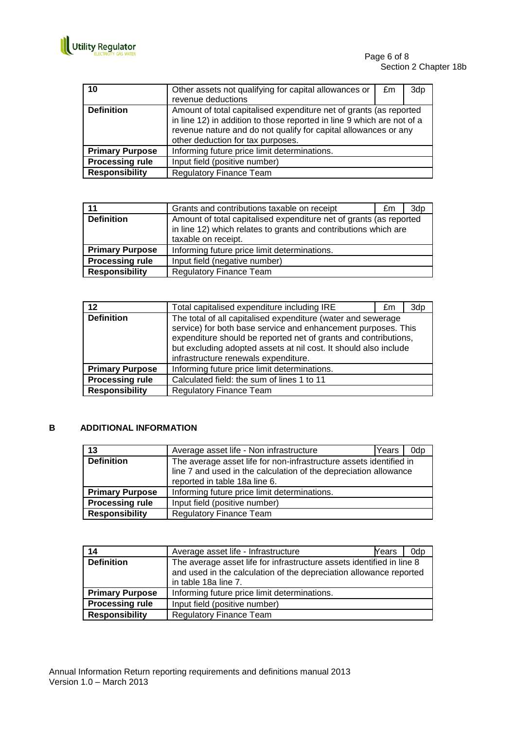| 10 | Other assets not qualifying for capital allowances or revenue deductions | £m | 3dp |
|---|---|---|---|
| **Definition** | Amount of total capitalised expenditure net of grants (as reported in line 12) in addition to those reported in line 9 which are not of a revenue nature and do not qualify for capital allowances or any other deduction for tax purposes. | | |
| **Primary Purpose** | Informing future price limit determinations. | | |
| **Processing rule** | Input field (positive number) | | |
| **Responsibility** | Regulatory Finance Team | | |

| 11 | Grants and contributions taxable on receipt | £m | 3dp |
|---|---|---|---|
| **Definition** | Amount of total capitalised expenditure net of grants (as reported in line 12) which relates to grants and contributions which are taxable on receipt. | | |
| **Primary Purpose** | Informing future price limit determinations. | | |
| **Processing rule** | Input field (negative number) | | |
| **Responsibility** | Regulatory Finance Team | | |

| 12 | Total capitalised expenditure including IRE | £m | 3dp |
|---|---|---|---|
| **Definition** | The total of all capitalised expenditure (water and sewerage service) for both base service and enhancement purposes. This expenditure should be reported net of grants and contributions, but excluding adopted assets at nil cost. It should also include infrastructure renewals expenditure. | | |
| **Primary Purpose** | Informing future price limit determinations. | | |
| **Processing rule** | Calculated field: the sum of lines 1 to 11 | | |
| **Responsibility** | Regulatory Finance Team | | |

## B ADDITIONAL INFORMATION

| 13 | Average asset life - Non infrastructure | Years | 0dp |
|---|---|---|---|
| **Definition** | The average asset life for non-infrastructure assets identified in line 7 and used in the calculation of the depreciation allowance reported in table 18a line 6. | | |
| **Primary Purpose** | Informing future price limit determinations. | | |
| **Processing rule** | Input field (positive number) | | |
| **Responsibility** | Regulatory Finance Team | | |

| 14 | Average asset life - Infrastructure | Years | 0dp |
|---|---|---|---|
| **Definition** | The average asset life for infrastructure assets identified in line 8 and used in the calculation of the depreciation allowance reported in table 18a line 7. | | |
| **Primary Purpose** | Informing future price limit determinations. | | |
| **Processing rule** | Input field (positive number) | | |
| **Responsibility** | Regulatory Finance Team | | |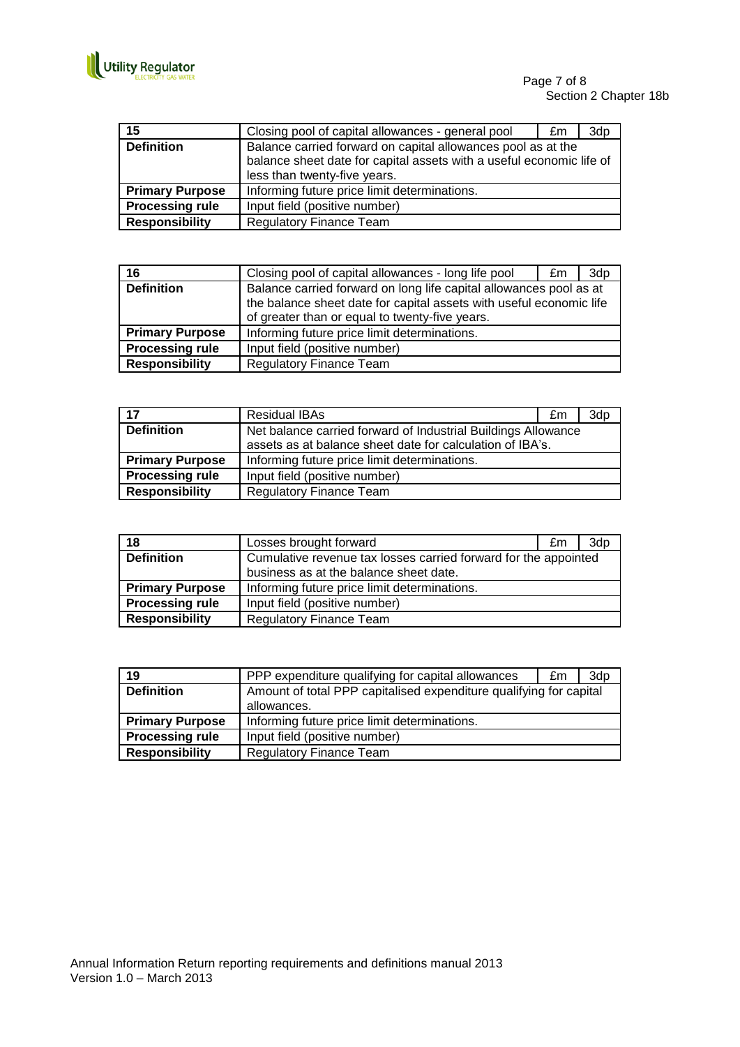| 15 | Closing pool of capital allowances - general pool | £m | 3dp |
|---|---|---|---|
| **Definition** | Balance carried forward on capital allowances pool as at the balance sheet date for capital assets with a useful economic life of less than twenty-five years. | | |
| **Primary Purpose** | Informing future price limit determinations. | | |
| **Processing rule** | Input field (positive number) | | |
| **Responsibility** | Regulatory Finance Team | | |

| 16 | Closing pool of capital allowances - long life pool | £m | 3dp |
|---|---|---|---|
| **Definition** | Balance carried forward on long life capital allowances pool as at the balance sheet date for capital assets with useful economic life of greater than or equal to twenty-five years. | | |
| **Primary Purpose** | Informing future price limit determinations. | | |
| **Processing rule** | Input field (positive number) | | |
| **Responsibility** | Regulatory Finance Team | | |

| 17 | Residual IBAs | £m | 3dp |
|---|---|---|---|
| **Definition** | Net balance carried forward of Industrial Buildings Allowance assets as at balance sheet date for calculation of IBA's. | | |
| **Primary Purpose** | Informing future price limit determinations. | | |
| **Processing rule** | Input field (positive number) | | |
| **Responsibility** | Regulatory Finance Team | | |

| 18 | Losses brought forward | £m | 3dp |
|---|---|---|---|
| **Definition** | Cumulative revenue tax losses carried forward for the appointed business as at the balance sheet date. | | |
| **Primary Purpose** | Informing future price limit determinations. | | |
| **Processing rule** | Input field (positive number) | | |
| **Responsibility** | Regulatory Finance Team | | |

| 19 | PPP expenditure qualifying for capital allowances | £m | 3dp |
|---|---|---|---|
| **Definition** | Amount of total PPP capitalised expenditure qualifying for capital allowances. | | |
| **Primary Purpose** | Informing future price limit determinations. | | |
| **Processing rule** | Input field (positive number) | | |
| **Responsibility** | Regulatory Finance Team | | |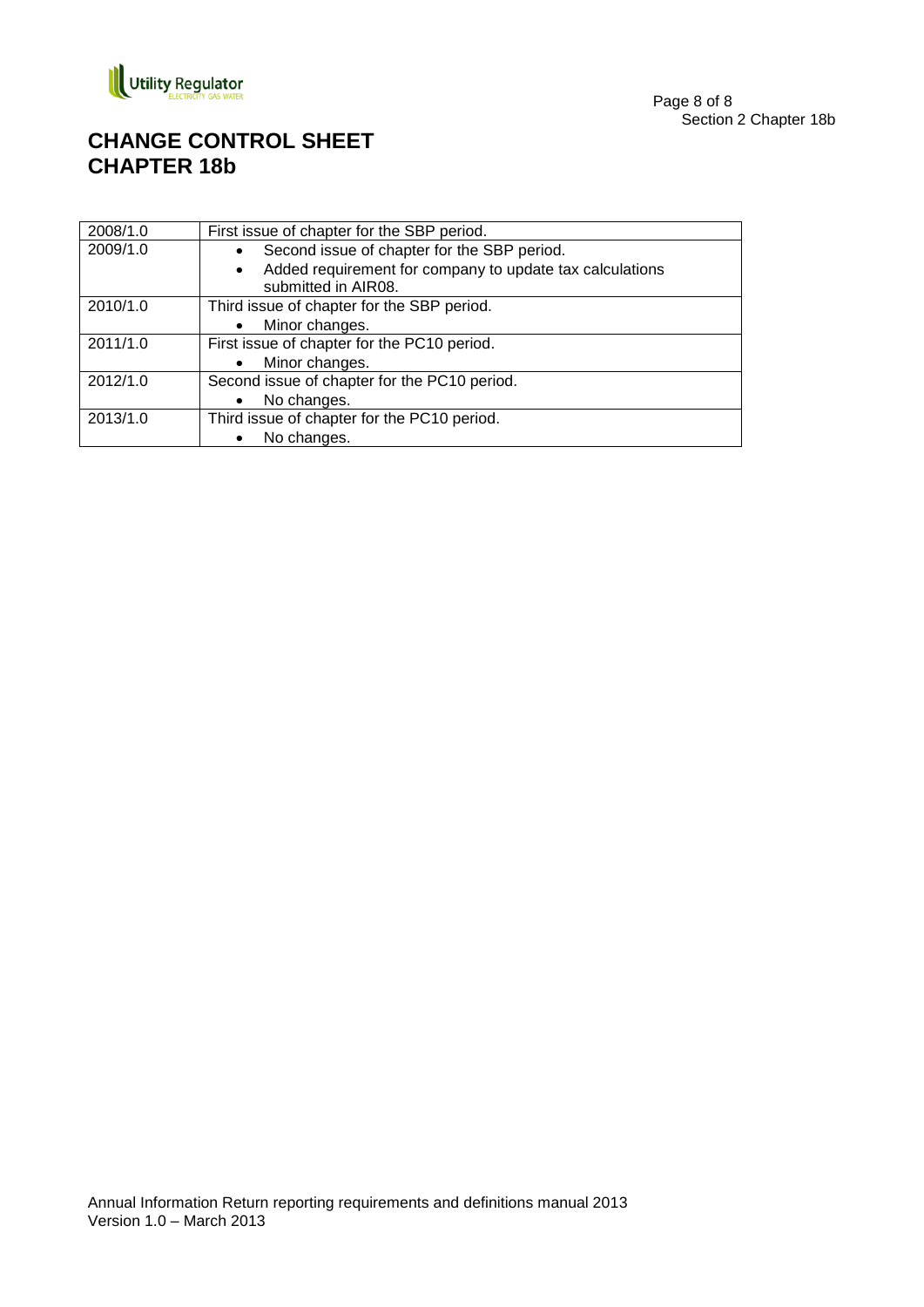# CHANGE CONTROL SHEET
# CHAPTER 18b

| | |
|---|---|
| 2008/1.0 | First issue of chapter for the SBP period. |
| 2009/1.0 | • Second issue of chapter for the SBP period.<br>• Added requirement for company to update tax calculations submitted in AIR08. |
| 2010/1.0 | Third issue of chapter for the SBP period.<br>• Minor changes. |
| 2011/1.0 | First issue of chapter for the PC10 period.<br>• Minor changes. |
| 2012/1.0 | Second issue of chapter for the PC10 period.<br>• No changes. |
| 2013/1.0 | Third issue of chapter for the PC10 period.<br>• No changes. |